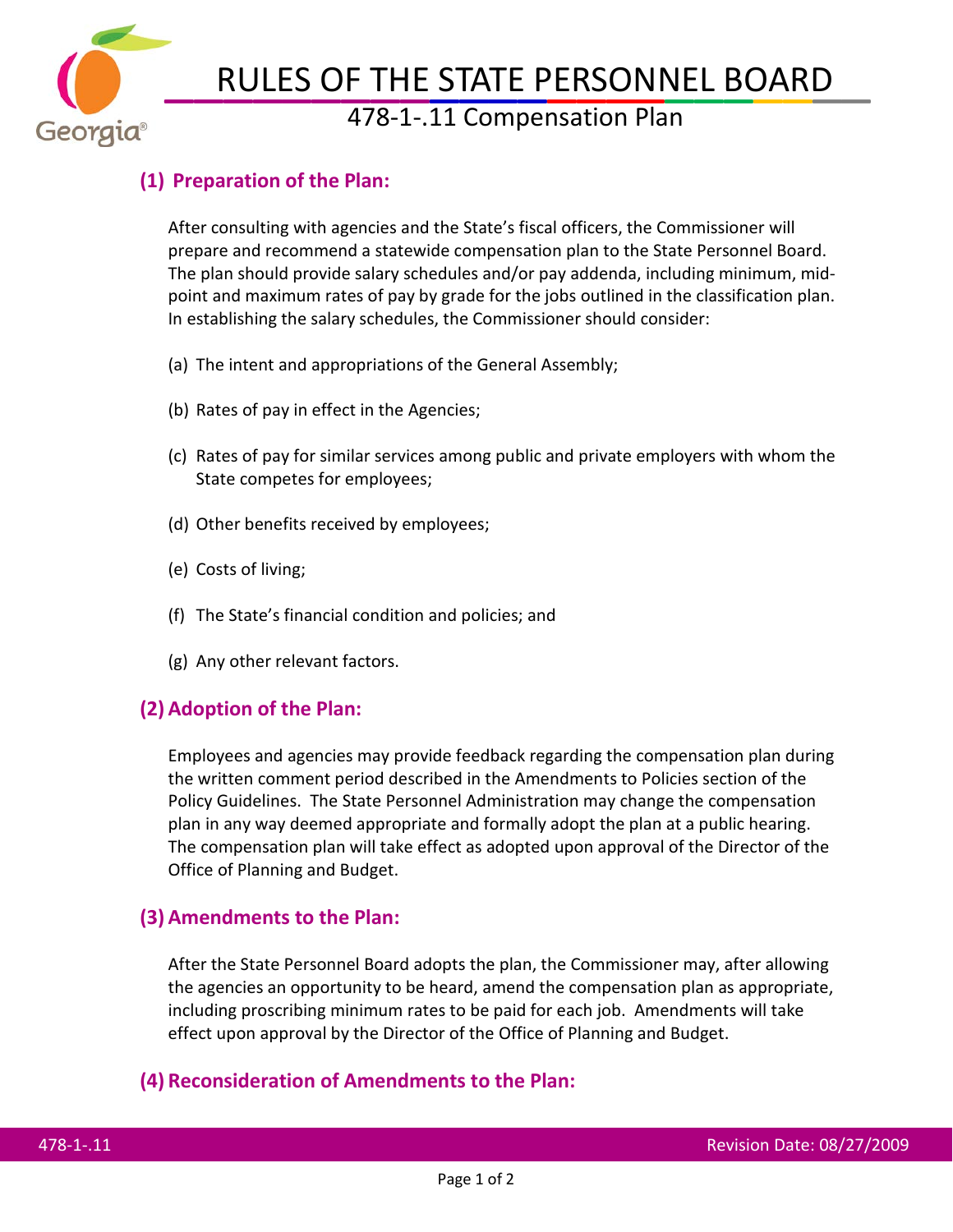# RULES OF THE STATE PERSONNEL BOARD

## 478-1-.11 Compensation Plan

### (1) Preparation of the Plan:

After consulting with agencies and the State's fiscal officers, the Commissioner will prepare and recommend a statewide compensation plan to the State Personnel Board. The plan should provide salary schedules and/or pay addenda, including minimum, mid-point and maximum rates of pay by grade for the jobs outlined in the classification plan. In establishing the salary schedules, the Commissioner should consider:

(a) The intent and appropriations of the General Assembly;

(b) Rates of pay in effect in the Agencies;

(c) Rates of pay for similar services among public and private employers with whom the State competes for employees;

(d) Other benefits received by employees;

(e) Costs of living;

(f) The State's financial condition and policies; and

(g) Any other relevant factors.

### (2) Adoption of the Plan:

Employees and agencies may provide feedback regarding the compensation plan during the written comment period described in the Amendments to Policies section of the Policy Guidelines. The State Personnel Administration may change the compensation plan in any way deemed appropriate and formally adopt the plan at a public hearing. The compensation plan will take effect as adopted upon approval of the Director of the Office of Planning and Budget.

### (3) Amendments to the Plan:

After the State Personnel Board adopts the plan, the Commissioner may, after allowing the agencies an opportunity to be heard, amend the compensation plan as appropriate, including proscribing minimum rates to be paid for each job. Amendments will take effect upon approval by the Director of the Office of Planning and Budget.

### (4) Reconsideration of Amendments to the Plan: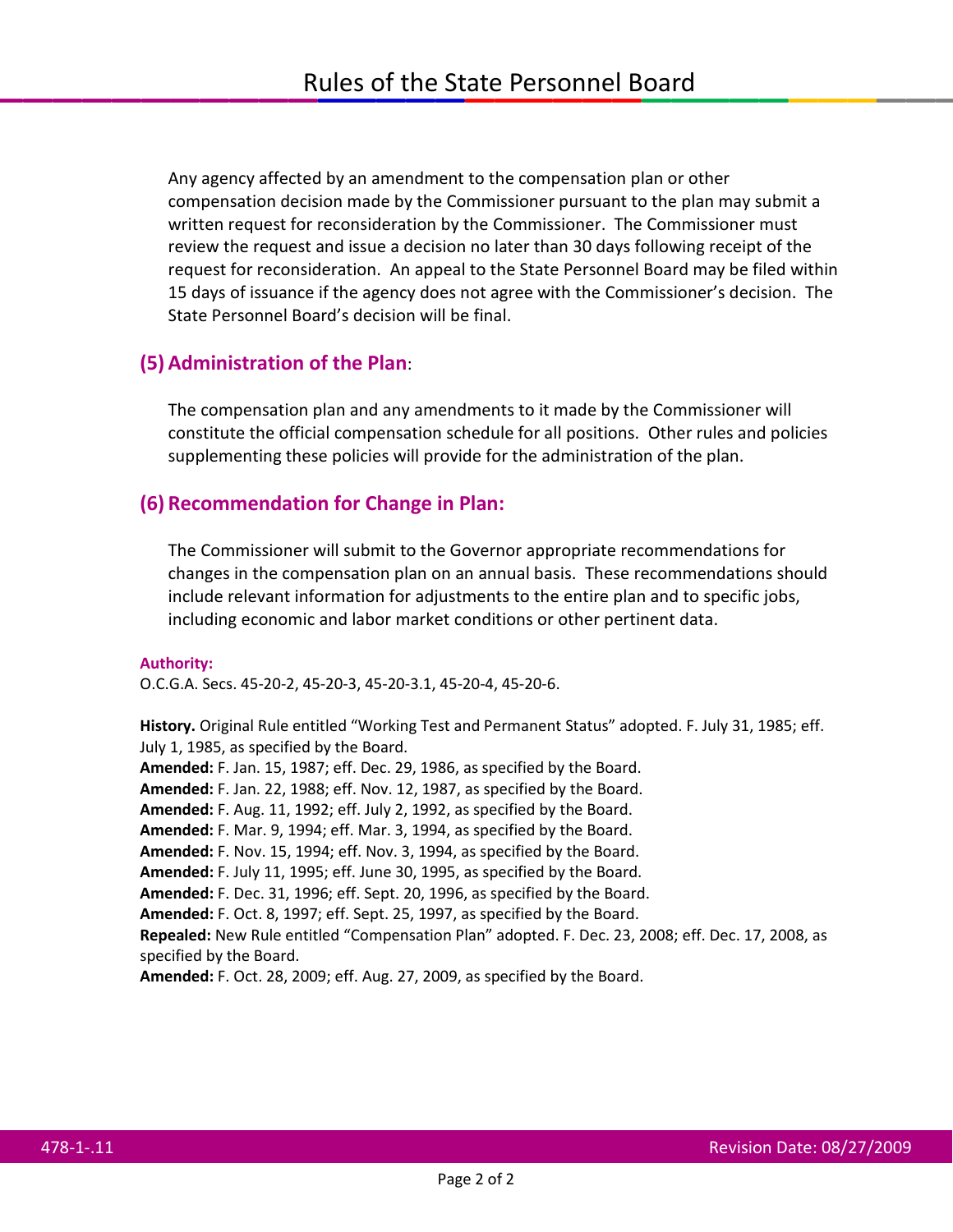Any agency affected by an amendment to the compensation plan or other compensation decision made by the Commissioner pursuant to the plan may submit a written request for reconsideration by the Commissioner. The Commissioner must review the request and issue a decision no later than 30 days following receipt of the request for reconsideration. An appeal to the State Personnel Board may be filed within 15 days of issuance if the agency does not agree with the Commissioner's decision. The State Personnel Board's decision will be final.

## (5) Administration of the Plan:

The compensation plan and any amendments to it made by the Commissioner will constitute the official compensation schedule for all positions. Other rules and policies supplementing these policies will provide for the administration of the plan.

## (6) Recommendation for Change in Plan:

The Commissioner will submit to the Governor appropriate recommendations for changes in the compensation plan on an annual basis. These recommendations should include relevant information for adjustments to the entire plan and to specific jobs, including economic and labor market conditions or other pertinent data.

**Authority:**

O.C.G.A. Secs. 45-20-2, 45-20-3, 45-20-3.1, 45-20-4, 45-20-6.

**History.** Original Rule entitled "Working Test and Permanent Status" adopted. F. July 31, 1985; eff. July 1, 1985, as specified by the Board.
**Amended:** F. Jan. 15, 1987; eff. Dec. 29, 1986, as specified by the Board.
**Amended:** F. Jan. 22, 1988; eff. Nov. 12, 1987, as specified by the Board.
**Amended:** F. Aug. 11, 1992; eff. July 2, 1992, as specified by the Board.
**Amended:** F. Mar. 9, 1994; eff. Mar. 3, 1994, as specified by the Board.
**Amended:** F. Nov. 15, 1994; eff. Nov. 3, 1994, as specified by the Board.
**Amended:** F. July 11, 1995; eff. June 30, 1995, as specified by the Board.
**Amended:** F. Dec. 31, 1996; eff. Sept. 20, 1996, as specified by the Board.
**Amended:** F. Oct. 8, 1997; eff. Sept. 25, 1997, as specified by the Board.
**Repealed:** New Rule entitled "Compensation Plan" adopted. F. Dec. 23, 2008; eff. Dec. 17, 2008, as specified by the Board.
**Amended:** F. Oct. 28, 2009; eff. Aug. 27, 2009, as specified by the Board.